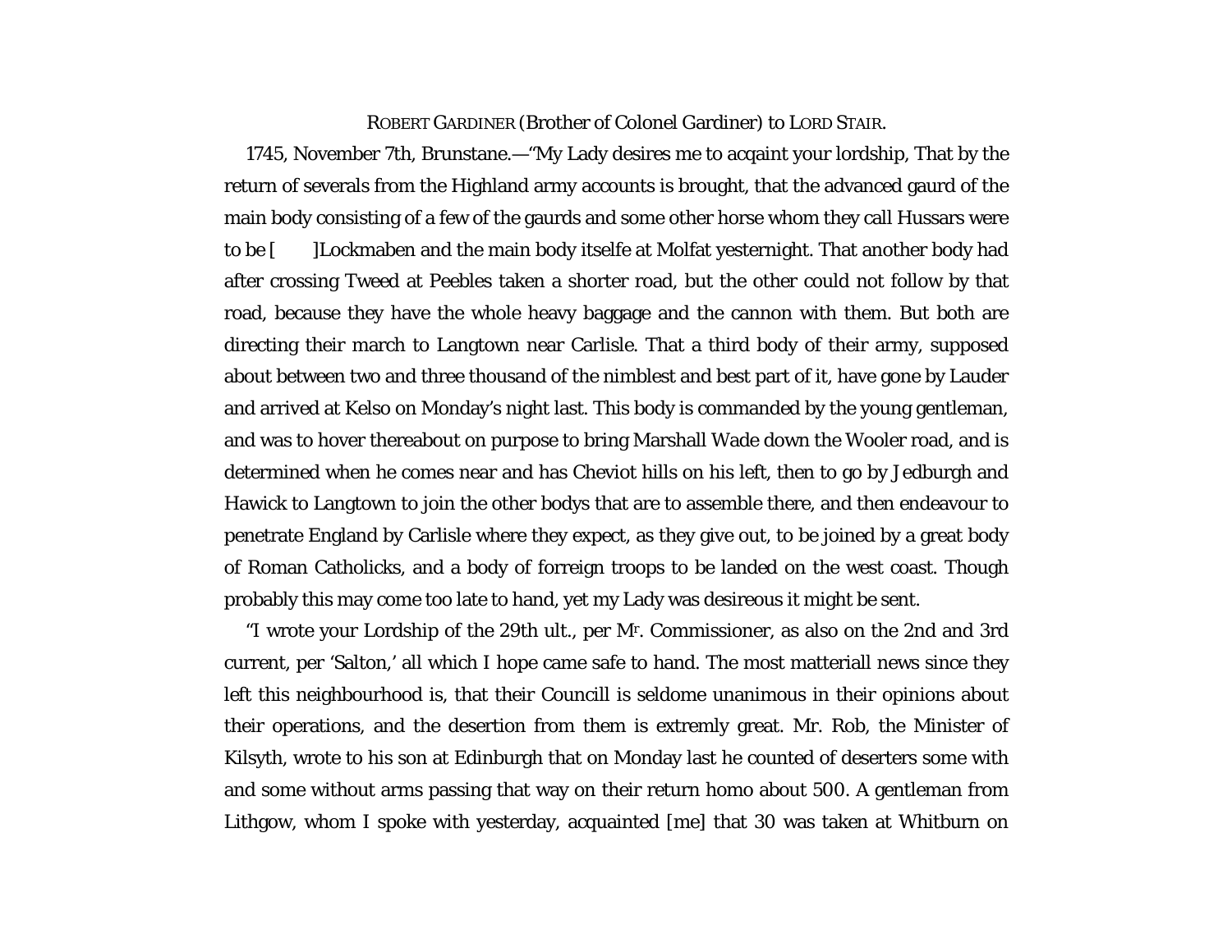ROBERT GARDINER (Brother of Colonel Gardiner) to LORD STAIR.

1745, November 7th, Brunstane.—"My Lady desires me to acqaint your lordship, That by the return of severals from the Highland army accounts is brought, that the advanced gaurd of the main body consisting of a few of the gaurds and some other horse whom they call Hussars were to be [ ]Lockmaben and the main body itselfe at Molfat yesternight. That another body had after crossing Tweed at Peebles taken a shorter road, but the other could not follow by that road, because they have the whole heavy baggage and the cannon with them. But both are directing their march to Langtown near Carlisle. That a third body of their army, supposed about between two and three thousand of the nimblest and best part of it, have gone by Lauder and arrived at Kelso on Monday's night last. This body is commanded by the young gentleman, and was to hover thereabout on purpose to bring Marshall Wade down the Wooler road, and is determined when he comes near and has Cheviot hills on his left, then to go by Jedburgh and Hawick to Langtown to join the other bodys that are to assemble there, and then endeavour to penetrate England by Carlisle where they expect, as they give out, to be joined by a great body of Roman Catholicks, and a body of forreign troops to be landed on the west coast. Though probably this may come too late to hand, yet my Lady was desireous it might be sent.

"I wrote your Lordship of the 29th ult., per Mr. Commissioner, as also on the 2nd and 3rd current, per 'Salton,' all which I hope came safe to hand. The most matteriall news since they left this neighbourhood is, that their Councill is seldome unanimous in their opinions about their operations, and the desertion from them is extremly great. Mr. Rob, the Minister of Kilsyth, wrote to his son at Edinburgh that on Monday last he counted of deserters some with and some without arms passing that way on their return homo about 500. A gentleman from Lithgow, whom I spoke with yesterday, acquainted [me] that 30 was taken at Whitburn on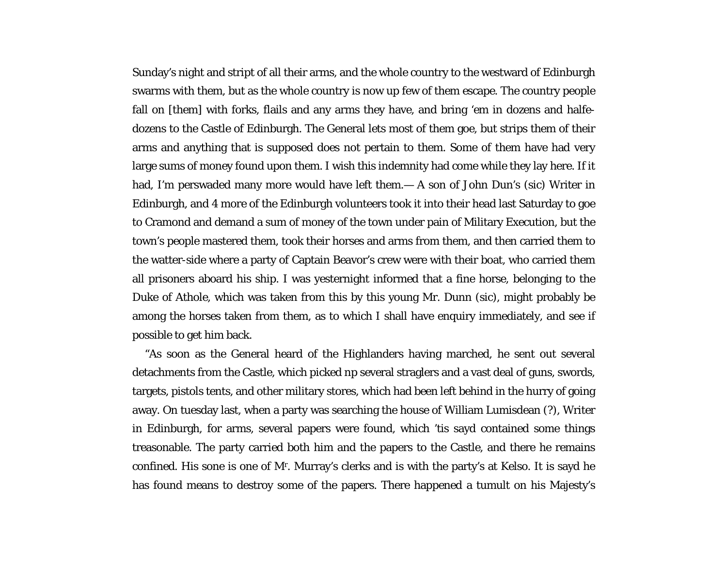Sunday's night and stript of all their arms, and the whole country to the westward of Edinburgh swarms with them, but as the whole country is now up few of them escape. The country people fall on [them] with forks, flails and any arms they have, and bring 'em in dozens and halfe-dozens to the Castle of Edinburgh. The General lets most of them goe, but strips them of their arms and anything that is supposed does not pertain to them. Some of them have had very large sums of money found upon them. I wish this indemnity had come while they lay here. If it had, I'm perswaded many more would have left them.— A son of John Dun's (sic) Writer in Edinburgh, and 4 more of the Edinburgh volunteers took it into their head last Saturday to goe to Cramond and demand a sum of money of the town under pain of Military Execution, but the town's people mastered them, took their horses and arms from them, and then carried them to the watter-side where a party of Captain Beavor's crew were with their boat, who carried them all prisoners aboard his ship. I was yesternight informed that a fine horse, belonging to the Duke of Athole, which was taken from this by this young Mr. Dunn (sic), might probably be among the horses taken from them, as to which I shall have enquiry immediately, and see if possible to get him back.

"As soon as the General heard of the Highlanders having marched, he sent out several detachments from the Castle, which picked np several straglers and a vast deal of guns, swords, targets, pistols tents, and other military stores, which had been left behind in the hurry of going away. On tuesday last, when a party was searching the house of William Lumisdean (?), Writer in Edinburgh, for arms, several papers were found, which 'tis sayd contained some things treasonable. The party carried both him and the papers to the Castle, and there he remains confined. His sone is one of Mr. Murray's clerks and is with the party's at Kelso. It is sayd he has found means to destroy some of the papers. There happened a tumult on his Majesty's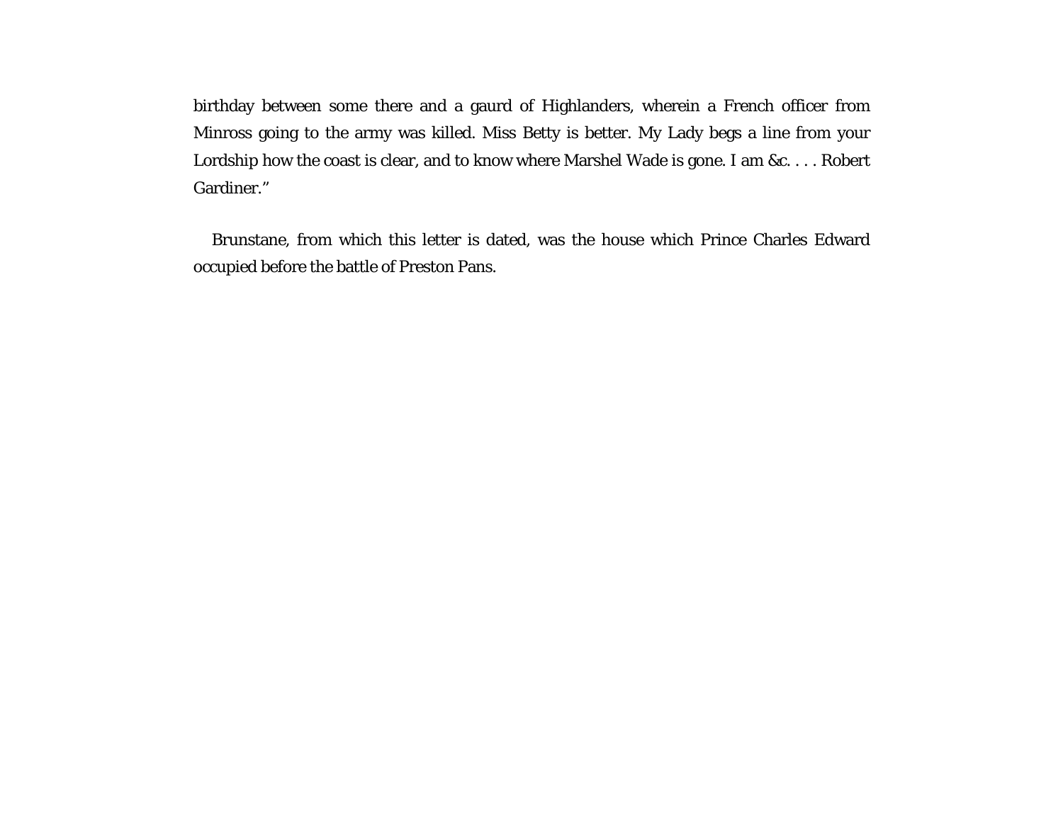birthday between some there and a gaurd of Highlanders, wherein a French officer from Minross going to the army was killed. Miss Betty is better. My Lady begs a line from your Lordship how the coast is clear, and to know where Marshel Wade is gone. I am &c. . . . Robert Gardiner.”

Brunstane, from which this letter is dated, was the house which Prince Charles Edward occupied before the battle of Preston Pans.